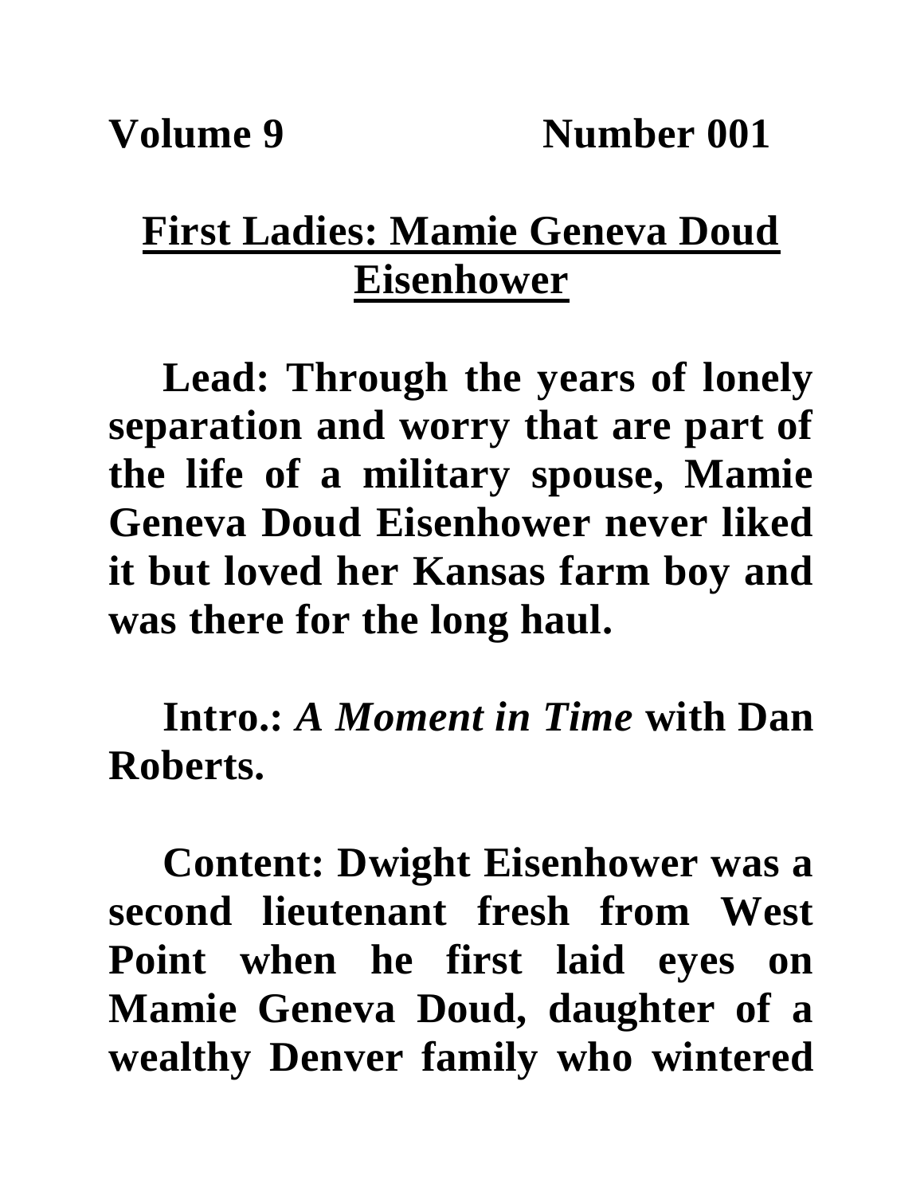**Volume 9 Number 001**

# First Ladies: Mamie Geneva Doud Eisenhower

**Lead: Through the years of lonely separation and worry that are part of the life of a military spouse, Mamie Geneva Doud Eisenhower never liked it but loved her Kansas farm boy and was there for the long haul.**

**Intro.: *A Moment in Time* with Dan Roberts.**

**Content: Dwight Eisenhower was a second lieutenant fresh from West Point when he first laid eyes on Mamie Geneva Doud, daughter of a wealthy Denver family who wintered**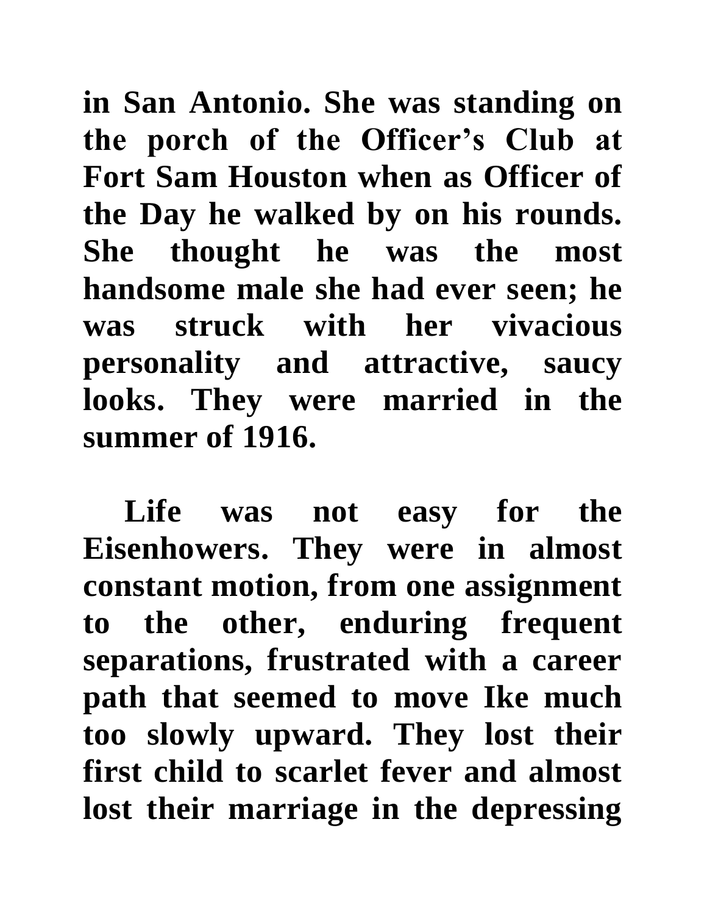**in San Antonio. She was standing on the porch of the Officer's Club at Fort Sam Houston when as Officer of the Day he walked by on his rounds. She thought he was the most handsome male she had ever seen; he was struck with her vivacious personality and attractive, saucy looks. They were married in the summer of 1916.**

**Life was not easy for the Eisenhowers. They were in almost constant motion, from one assignment to the other, enduring frequent separations, frustrated with a career path that seemed to move Ike much too slowly upward. They lost their first child to scarlet fever and almost lost their marriage in the depressing**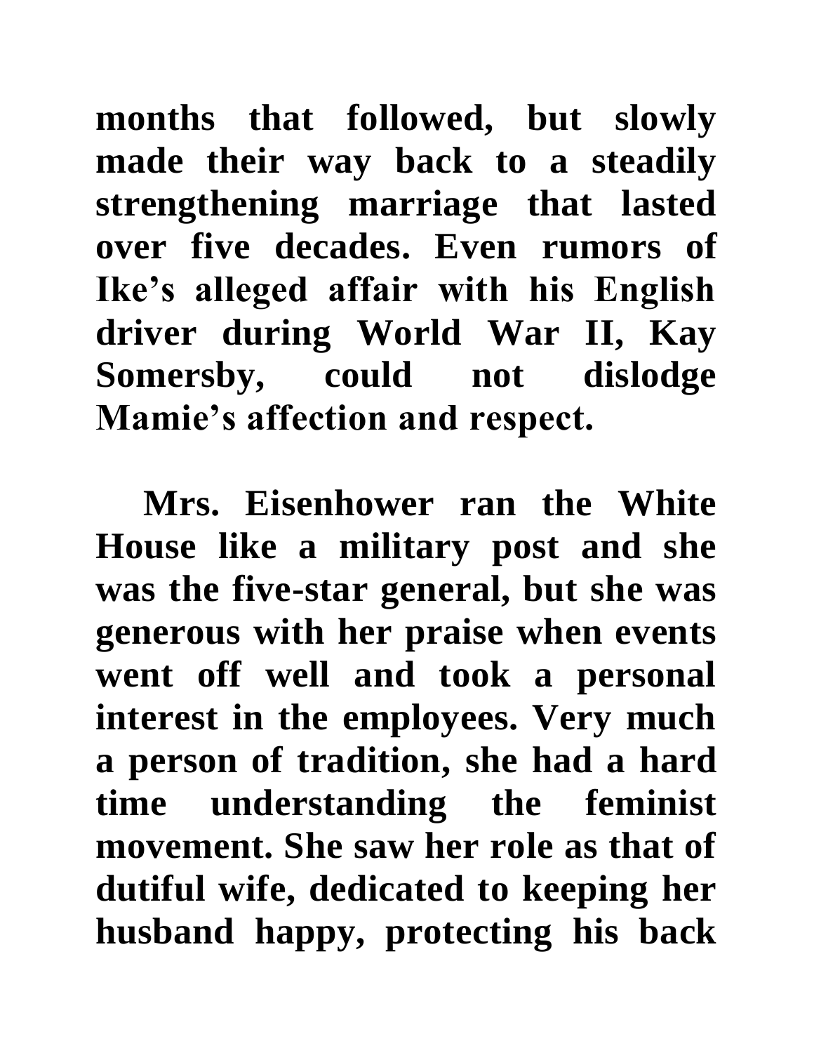**months that followed, but slowly made their way back to a steadily strengthening marriage that lasted over five decades. Even rumors of Ike's alleged affair with his English driver during World War II, Kay Somersby, could not dislodge Mamie's affection and respect.**

**Mrs. Eisenhower ran the White House like a military post and she was the five-star general, but she was generous with her praise when events went off well and took a personal interest in the employees. Very much a person of tradition, she had a hard time understanding the feminist movement. She saw her role as that of dutiful wife, dedicated to keeping her husband happy, protecting his back**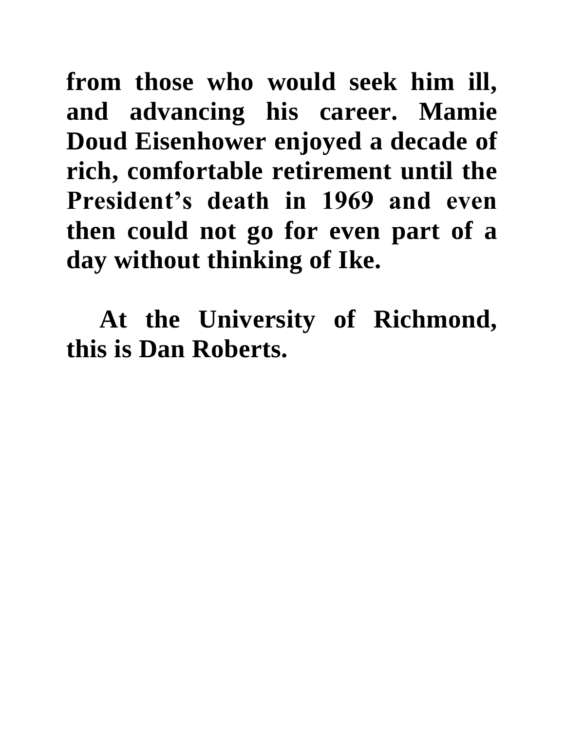**from those who would seek him ill, and advancing his career. Mamie Doud Eisenhower enjoyed a decade of rich, comfortable retirement until the President's death in 1969 and even then could not go for even part of a day without thinking of Ike.**

**At the University of Richmond, this is Dan Roberts.**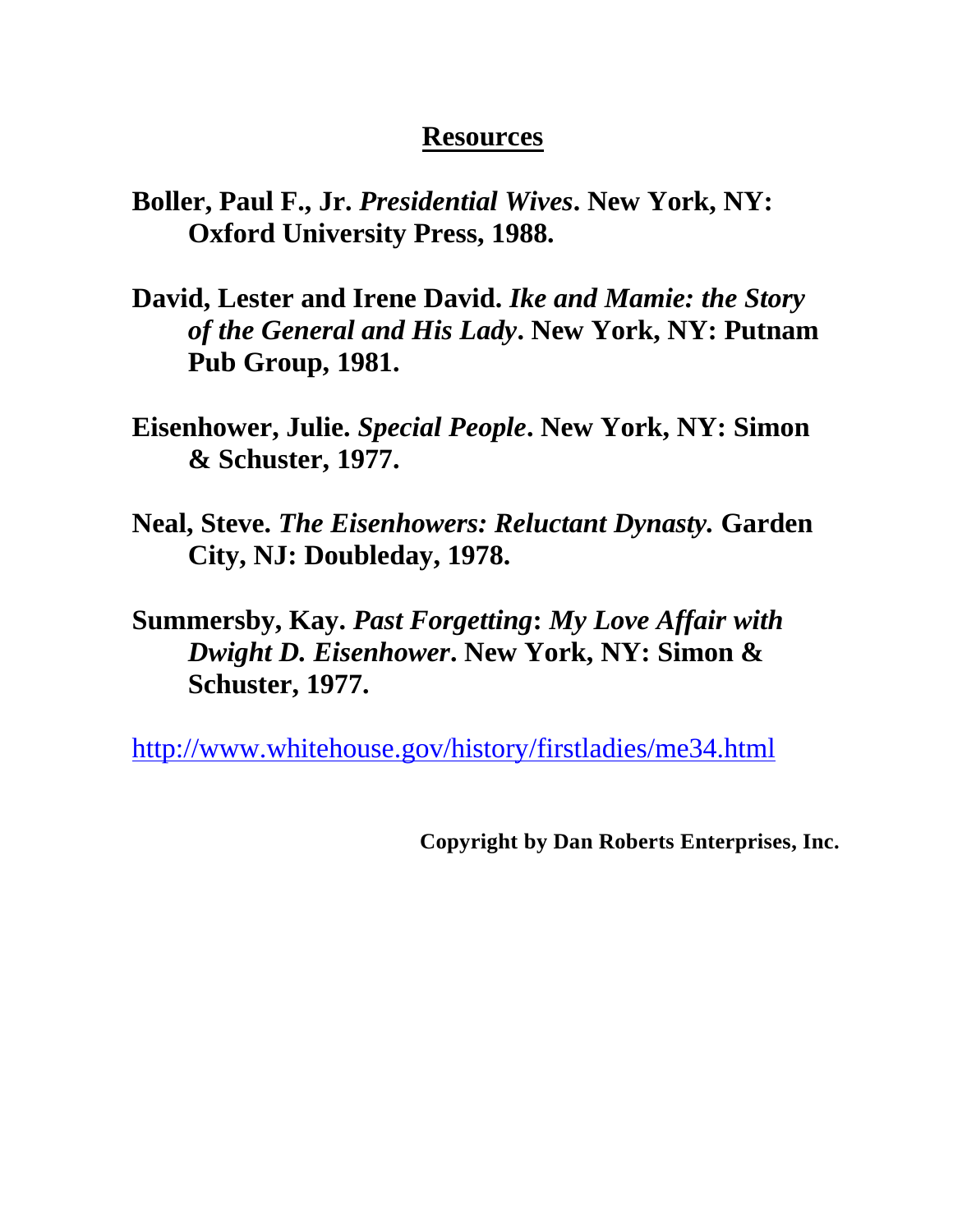## Resources

**Boller, Paul F., Jr. *Presidential Wives*. New York, NY: Oxford University Press, 1988.**

**David, Lester and Irene David. *Ike and Mamie: the Story of the General and His Lady*. New York, NY: Putnam Pub Group, 1981.**

**Eisenhower, Julie. *Special People*. New York, NY: Simon & Schuster, 1977.**

**Neal, Steve. *The Eisenhowers: Reluctant Dynasty.* Garden City, NJ: Doubleday, 1978.**

**Summersby, Kay. *Past Forgetting*: *My Love Affair with Dwight D. Eisenhower*. New York, NY: Simon & Schuster, 1977.**

http://www.whitehouse.gov/history/firstladies/me34.html

**Copyright by Dan Roberts Enterprises, Inc.**